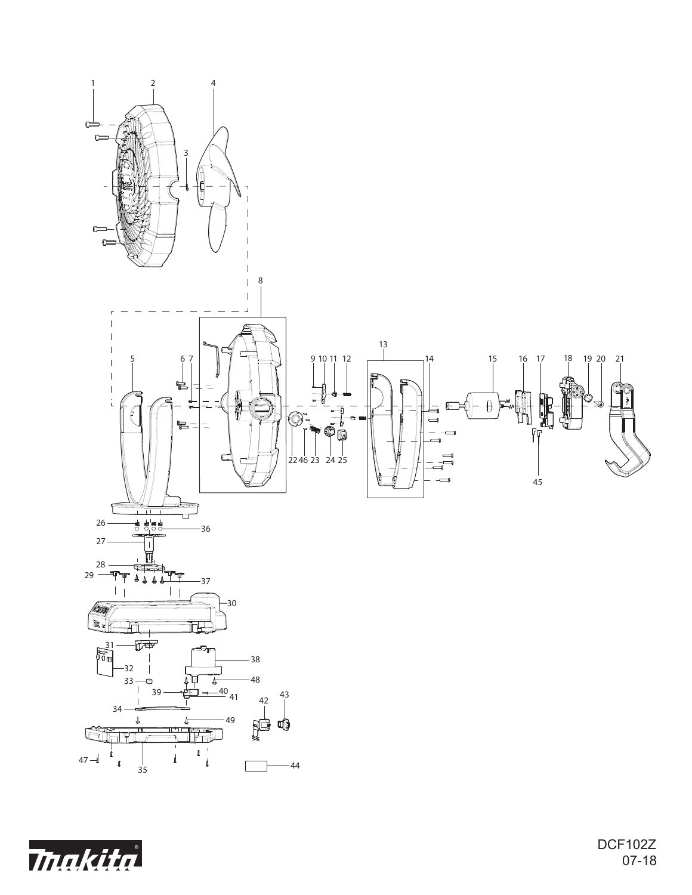1
2
4
3
8
5
6 7
9 10 11 12
13
14
15
16
17
18
19 20
21
22 46 23 24 25
45
26
36
27
28
29
37
30
31
32
38
33
48
39
40
41
34
42
43
49
47
35
44

DCF102Z
07-18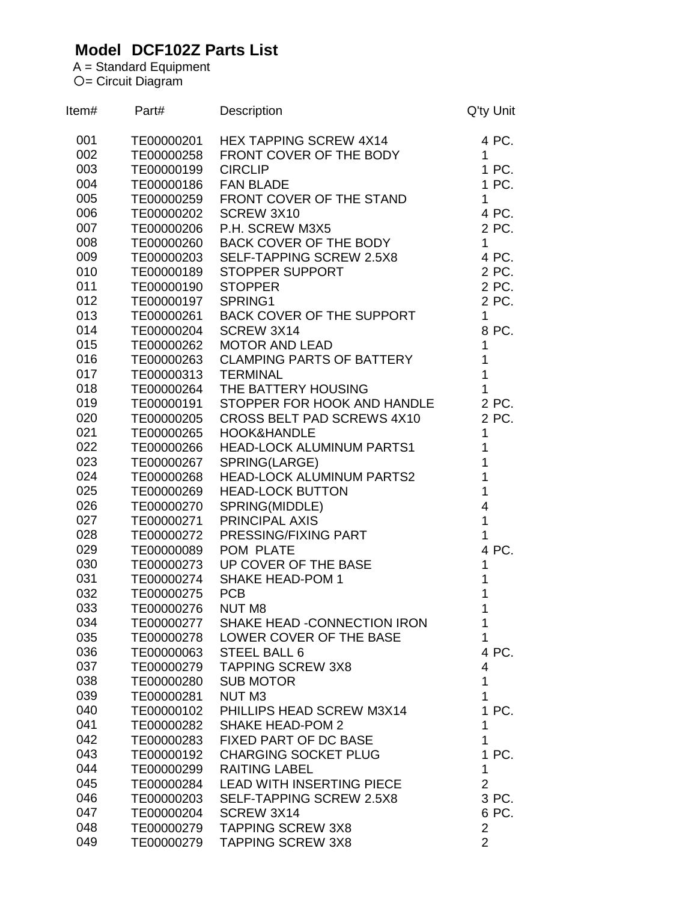## Model DCF102Z Parts List

A = Standard Equipment
○= Circuit Diagram

| Item# | Part# | Description | Q'ty | Unit |
|---|---|---|---|---|
| 001 | TE00000201 | HEX TAPPING SCREW 4X14 | 4 | PC. |
| 002 | TE00000258 | FRONT COVER OF THE BODY | 1 | |
| 003 | TE00000199 | CIRCLIP | 1 | PC. |
| 004 | TE00000186 | FAN BLADE | 1 | PC. |
| 005 | TE00000259 | FRONT COVER OF THE STAND | 1 | |
| 006 | TE00000202 | SCREW 3X10 | 4 | PC. |
| 007 | TE00000206 | P.H. SCREW M3X5 | 2 | PC. |
| 008 | TE00000260 | BACK COVER OF THE BODY | 1 | |
| 009 | TE00000203 | SELF-TAPPING SCREW 2.5X8 | 4 | PC. |
| 010 | TE00000189 | STOPPER SUPPORT | 2 | PC. |
| 011 | TE00000190 | STOPPER | 2 | PC. |
| 012 | TE00000197 | SPRING1 | 2 | PC. |
| 013 | TE00000261 | BACK COVER OF THE SUPPORT | 1 | |
| 014 | TE00000204 | SCREW 3X14 | 8 | PC. |
| 015 | TE00000262 | MOTOR AND LEAD | 1 | |
| 016 | TE00000263 | CLAMPING PARTS OF BATTERY | 1 | |
| 017 | TE00000313 | TERMINAL | 1 | |
| 018 | TE00000264 | THE BATTERY HOUSING | 1 | |
| 019 | TE00000191 | STOPPER FOR HOOK AND HANDLE | 2 | PC. |
| 020 | TE00000205 | CROSS BELT PAD SCREWS 4X10 | 2 | PC. |
| 021 | TE00000265 | HOOK&HANDLE | 1 | |
| 022 | TE00000266 | HEAD-LOCK ALUMINUM PARTS1 | 1 | |
| 023 | TE00000267 | SPRING(LARGE) | 1 | |
| 024 | TE00000268 | HEAD-LOCK ALUMINUM PARTS2 | 1 | |
| 025 | TE00000269 | HEAD-LOCK BUTTON | 1 | |
| 026 | TE00000270 | SPRING(MIDDLE) | 4 | |
| 027 | TE00000271 | PRINCIPAL AXIS | 1 | |
| 028 | TE00000272 | PRESSING/FIXING PART | 1 | |
| 029 | TE00000089 | POM PLATE | 4 | PC. |
| 030 | TE00000273 | UP COVER OF THE BASE | 1 | |
| 031 | TE00000274 | SHAKE HEAD-POM 1 | 1 | |
| 032 | TE00000275 | PCB | 1 | |
| 033 | TE00000276 | NUT M8 | 1 | |
| 034 | TE00000277 | SHAKE HEAD -CONNECTION IRON | 1 | |
| 035 | TE00000278 | LOWER COVER OF THE BASE | 1 | |
| 036 | TE00000063 | STEEL BALL 6 | 4 | PC. |
| 037 | TE00000279 | TAPPING SCREW 3X8 | 4 | |
| 038 | TE00000280 | SUB MOTOR | 1 | |
| 039 | TE00000281 | NUT M3 | 1 | |
| 040 | TE00000102 | PHILLIPS HEAD SCREW M3X14 | 1 | PC. |
| 041 | TE00000282 | SHAKE HEAD-POM 2 | 1 | |
| 042 | TE00000283 | FIXED PART OF DC BASE | 1 | |
| 043 | TE00000192 | CHARGING SOCKET PLUG | 1 | PC. |
| 044 | TE00000299 | RAITING LABEL | 1 | |
| 045 | TE00000284 | LEAD WITH INSERTING PIECE | 2 | |
| 046 | TE00000203 | SELF-TAPPING SCREW 2.5X8 | 3 | PC. |
| 047 | TE00000204 | SCREW 3X14 | 6 | PC. |
| 048 | TE00000279 | TAPPING SCREW 3X8 | 2 | |
| 049 | TE00000279 | TAPPING SCREW 3X8 | 2 | |